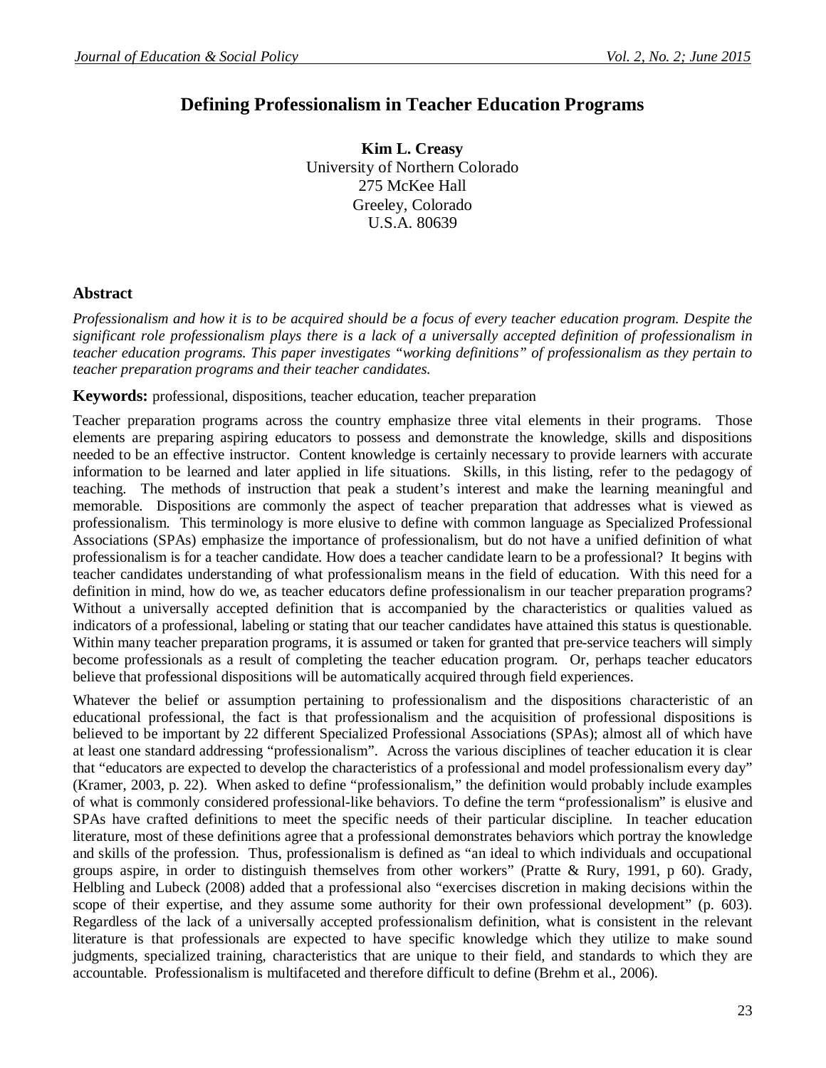# Defining Professionalism in Teacher Education Programs

**Kim L. Creasy**
University of Northern Colorado
275 McKee Hall
Greeley, Colorado
U.S.A. 80639

## Abstract

*Professionalism and how it is to be acquired should be a focus of every teacher education program. Despite the significant role professionalism plays there is a lack of a universally accepted definition of professionalism in teacher education programs. This paper investigates "working definitions" of professionalism as they pertain to teacher preparation programs and their teacher candidates.*

**Keywords:** professional, dispositions, teacher education, teacher preparation

Teacher preparation programs across the country emphasize three vital elements in their programs. Those elements are preparing aspiring educators to possess and demonstrate the knowledge, skills and dispositions needed to be an effective instructor. Content knowledge is certainly necessary to provide learners with accurate information to be learned and later applied in life situations. Skills, in this listing, refer to the pedagogy of teaching. The methods of instruction that peak a student's interest and make the learning meaningful and memorable. Dispositions are commonly the aspect of teacher preparation that addresses what is viewed as professionalism. This terminology is more elusive to define with common language as Specialized Professional Associations (SPAs) emphasize the importance of professionalism, but do not have a unified definition of what professionalism is for a teacher candidate. How does a teacher candidate learn to be a professional? It begins with teacher candidates understanding of what professionalism means in the field of education. With this need for a definition in mind, how do we, as teacher educators define professionalism in our teacher preparation programs? Without a universally accepted definition that is accompanied by the characteristics or qualities valued as indicators of a professional, labeling or stating that our teacher candidates have attained this status is questionable. Within many teacher preparation programs, it is assumed or taken for granted that pre-service teachers will simply become professionals as a result of completing the teacher education program. Or, perhaps teacher educators believe that professional dispositions will be automatically acquired through field experiences.

Whatever the belief or assumption pertaining to professionalism and the dispositions characteristic of an educational professional, the fact is that professionalism and the acquisition of professional dispositions is believed to be important by 22 different Specialized Professional Associations (SPAs); almost all of which have at least one standard addressing "professionalism". Across the various disciplines of teacher education it is clear that "educators are expected to develop the characteristics of a professional and model professionalism every day" (Kramer, 2003, p. 22). When asked to define "professionalism," the definition would probably include examples of what is commonly considered professional-like behaviors. To define the term "professionalism" is elusive and SPAs have crafted definitions to meet the specific needs of their particular discipline. In teacher education literature, most of these definitions agree that a professional demonstrates behaviors which portray the knowledge and skills of the profession. Thus, professionalism is defined as "an ideal to which individuals and occupational groups aspire, in order to distinguish themselves from other workers" (Pratte & Rury, 1991, p 60). Grady, Helbling and Lubeck (2008) added that a professional also "exercises discretion in making decisions within the scope of their expertise, and they assume some authority for their own professional development" (p. 603). Regardless of the lack of a universally accepted professionalism definition, what is consistent in the relevant literature is that professionals are expected to have specific knowledge which they utilize to make sound judgments, specialized training, characteristics that are unique to their field, and standards to which they are accountable. Professionalism is multifaceted and therefore difficult to define (Brehm et al., 2006).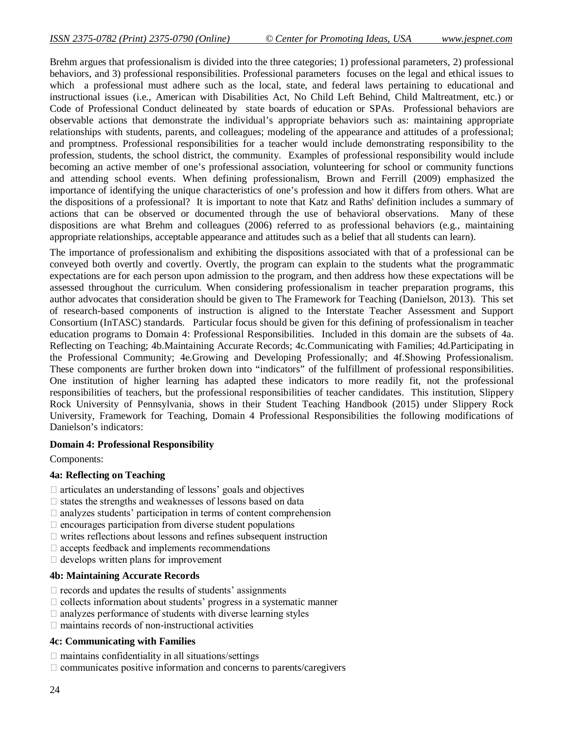Brehm argues that professionalism is divided into the three categories; 1) professional parameters, 2) professional behaviors, and 3) professional responsibilities. Professional parameters focuses on the legal and ethical issues to which a professional must adhere such as the local, state, and federal laws pertaining to educational and instructional issues (i.e., American with Disabilities Act, No Child Left Behind, Child Maltreatment, etc.) or Code of Professional Conduct delineated by state boards of education or SPAs. Professional behaviors are observable actions that demonstrate the individual's appropriate behaviors such as: maintaining appropriate relationships with students, parents, and colleagues; modeling of the appearance and attitudes of a professional; and promptness. Professional responsibilities for a teacher would include demonstrating responsibility to the profession, students, the school district, the community. Examples of professional responsibility would include becoming an active member of one's professional association, volunteering for school or community functions and attending school events. When defining professionalism, Brown and Ferrill (2009) emphasized the importance of identifying the unique characteristics of one's profession and how it differs from others. What are the dispositions of a professional? It is important to note that Katz and Raths' definition includes a summary of actions that can be observed or documented through the use of behavioral observations. Many of these dispositions are what Brehm and colleagues (2006) referred to as professional behaviors (e.g., maintaining appropriate relationships, acceptable appearance and attitudes such as a belief that all students can learn).

The importance of professionalism and exhibiting the dispositions associated with that of a professional can be conveyed both overtly and covertly. Overtly, the program can explain to the students what the programmatic expectations are for each person upon admission to the program, and then address how these expectations will be assessed throughout the curriculum. When considering professionalism in teacher preparation programs, this author advocates that consideration should be given to The Framework for Teaching (Danielson, 2013). This set of research-based components of instruction is aligned to the Interstate Teacher Assessment and Support Consortium (InTASC) standards. Particular focus should be given for this defining of professionalism in teacher education programs to Domain 4: Professional Responsibilities. Included in this domain are the subsets of 4a. Reflecting on Teaching; 4b.Maintaining Accurate Records; 4c.Communicating with Families; 4d.Participating in the Professional Community; 4e.Growing and Developing Professionally; and 4f.Showing Professionalism. These components are further broken down into "indicators" of the fulfillment of professional responsibilities. One institution of higher learning has adapted these indicators to more readily fit, not the professional responsibilities of teachers, but the professional responsibilities of teacher candidates. This institution, Slippery Rock University of Pennsylvania, shows in their Student Teaching Handbook (2015) under Slippery Rock University, Framework for Teaching, Domain 4 Professional Responsibilities the following modifications of Danielson's indicators:

**Domain 4: Professional Responsibility**

Components:

**4a: Reflecting on Teaching**

- articulates an understanding of lessons' goals and objectives
- states the strengths and weaknesses of lessons based on data
- analyzes students' participation in terms of content comprehension
- encourages participation from diverse student populations
- writes reflections about lessons and refines subsequent instruction
- accepts feedback and implements recommendations
- develops written plans for improvement

**4b: Maintaining Accurate Records**

- records and updates the results of students' assignments
- collects information about students' progress in a systematic manner
- analyzes performance of students with diverse learning styles
- maintains records of non-instructional activities

**4c: Communicating with Families**

- maintains confidentiality in all situations/settings
- communicates positive information and concerns to parents/caregivers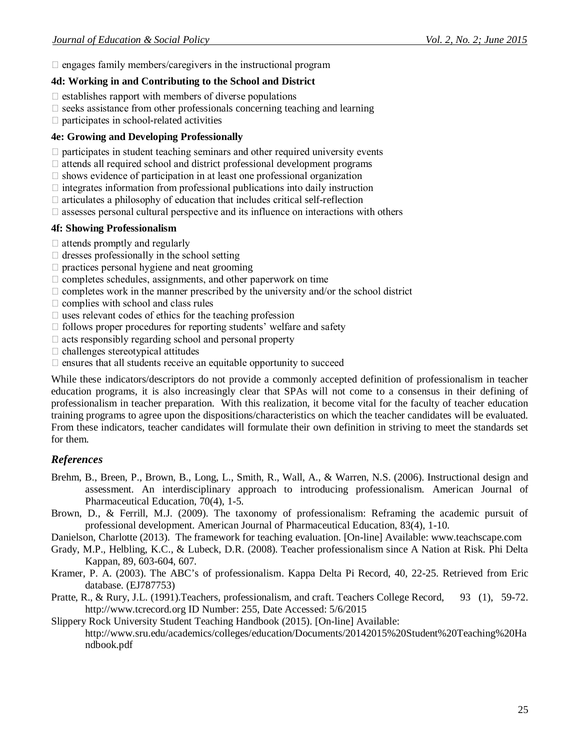- engages family members/caregivers in the instructional program

**4d: Working in and Contributing to the School and District**

- establishes rapport with members of diverse populations
- seeks assistance from other professionals concerning teaching and learning
- participates in school-related activities

**4e: Growing and Developing Professionally**

- participates in student teaching seminars and other required university events
- attends all required school and district professional development programs
- shows evidence of participation in at least one professional organization
- integrates information from professional publications into daily instruction
- articulates a philosophy of education that includes critical self-reflection
- assesses personal cultural perspective and its influence on interactions with others

**4f: Showing Professionalism**

- attends promptly and regularly
- dresses professionally in the school setting
- practices personal hygiene and neat grooming
- completes schedules, assignments, and other paperwork on time
- completes work in the manner prescribed by the university and/or the school district
- complies with school and class rules
- uses relevant codes of ethics for the teaching profession
- follows proper procedures for reporting students' welfare and safety
- acts responsibly regarding school and personal property
- challenges stereotypical attitudes
- ensures that all students receive an equitable opportunity to succeed

While these indicators/descriptors do not provide a commonly accepted definition of professionalism in teacher education programs, it is also increasingly clear that SPAs will not come to a consensus in their defining of professionalism in teacher preparation. With this realization, it become vital for the faculty of teacher education training programs to agree upon the dispositions/characteristics on which the teacher candidates will be evaluated. From these indicators, teacher candidates will formulate their own definition in striving to meet the standards set for them.

## *References*

Brehm, B., Breen, P., Brown, B., Long, L., Smith, R., Wall, A., & Warren, N.S. (2006). Instructional design and assessment. An interdisciplinary approach to introducing professionalism. American Journal of Pharmaceutical Education, 70(4), 1-5.

Brown, D., & Ferrill, M.J. (2009). The taxonomy of professionalism: Reframing the academic pursuit of professional development. American Journal of Pharmaceutical Education, 83(4), 1-10.

Danielson, Charlotte (2013). The framework for teaching evaluation. [On-line] Available: www.teachscape.com

Grady, M.P., Helbling, K.C., & Lubeck, D.R. (2008). Teacher professionalism since A Nation at Risk. Phi Delta Kappan, 89, 603-604, 607.

Kramer, P. A. (2003). The ABC's of professionalism. Kappa Delta Pi Record, 40, 22-25. Retrieved from Eric database. (EJ787753)

Pratte, R., & Rury, J.L. (1991).Teachers, professionalism, and craft. Teachers College Record, 93 (1), 59-72. http://www.tcrecord.org ID Number: 255, Date Accessed: 5/6/2015

Slippery Rock University Student Teaching Handbook (2015). [On-line] Available: http://www.sru.edu/academics/colleges/education/Documents/20142015%20Student%20Teaching%20Handbook.pdf